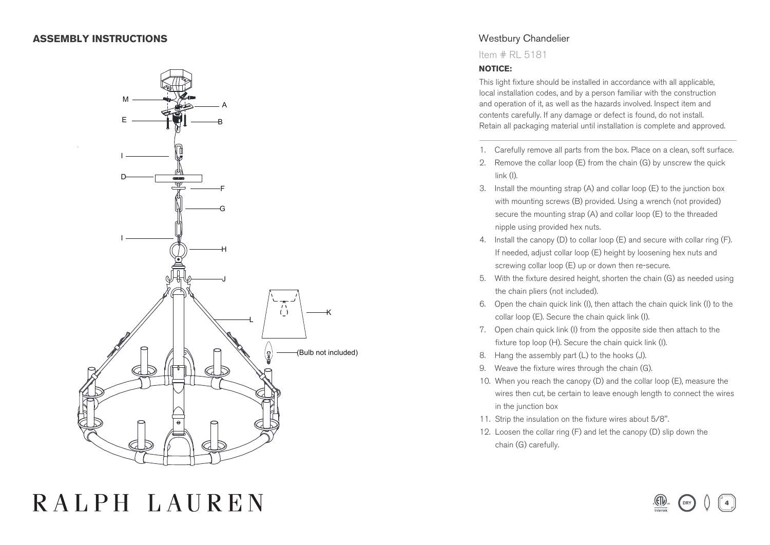## ASSEMBLY INSTRUCTIONS

M
A
E
B
I
D
F
G
I
H
J
L
K
(Bulb not included)

# Westbury Chandelier

Item # RL 5181

**NOTICE:**

This light fixture should be installed in accordance with all applicable, local installation codes, and by a person familiar with the construction and operation of it, as well as the hazards involved. Inspect item and contents carefully. If any damage or defect is found, do not install. Retain all packaging material until installation is complete and approved.

1. Carefully remove all parts from the box. Place on a clean, soft surface.
2. Remove the collar loop (E) from the chain (G) by unscrew the quick link (I).
3. Install the mounting strap (A) and collar loop (E) to the junction box with mounting screws (B) provided. Using a wrench (not provided) secure the mounting strap (A) and collar loop (E) to the threaded nipple using provided hex nuts.
4. Install the canopy (D) to collar loop (E) and secure with collar ring (F). If needed, adjust collar loop (E) height by loosening hex nuts and screwing collar loop (E) up or down then re-secure.
5. With the fixture desired height, shorten the chain (G) as needed using the chain pliers (not included).
6. Open the chain quick link (I), then attach the chain quick link (I) to the collar loop (E). Secure the chain quick link (I).
7. Open chain quick link (I) from the opposite side then attach to the fixture top loop (H). Secure the chain quick link (I).
8. Hang the assembly part (L) to the hooks (J).
9. Weave the fixture wires through the chain (G).
10. When you reach the canopy (D) and the collar loop (E), measure the wires then cut, be certain to leave enough length to connect the wires in the junction box
11. Strip the insulation on the fixture wires about 5/8".
12. Loosen the collar ring (F) and let the canopy (D) slip down the chain (G) carefully.

RALPH LAUREN

Intertek DRY 4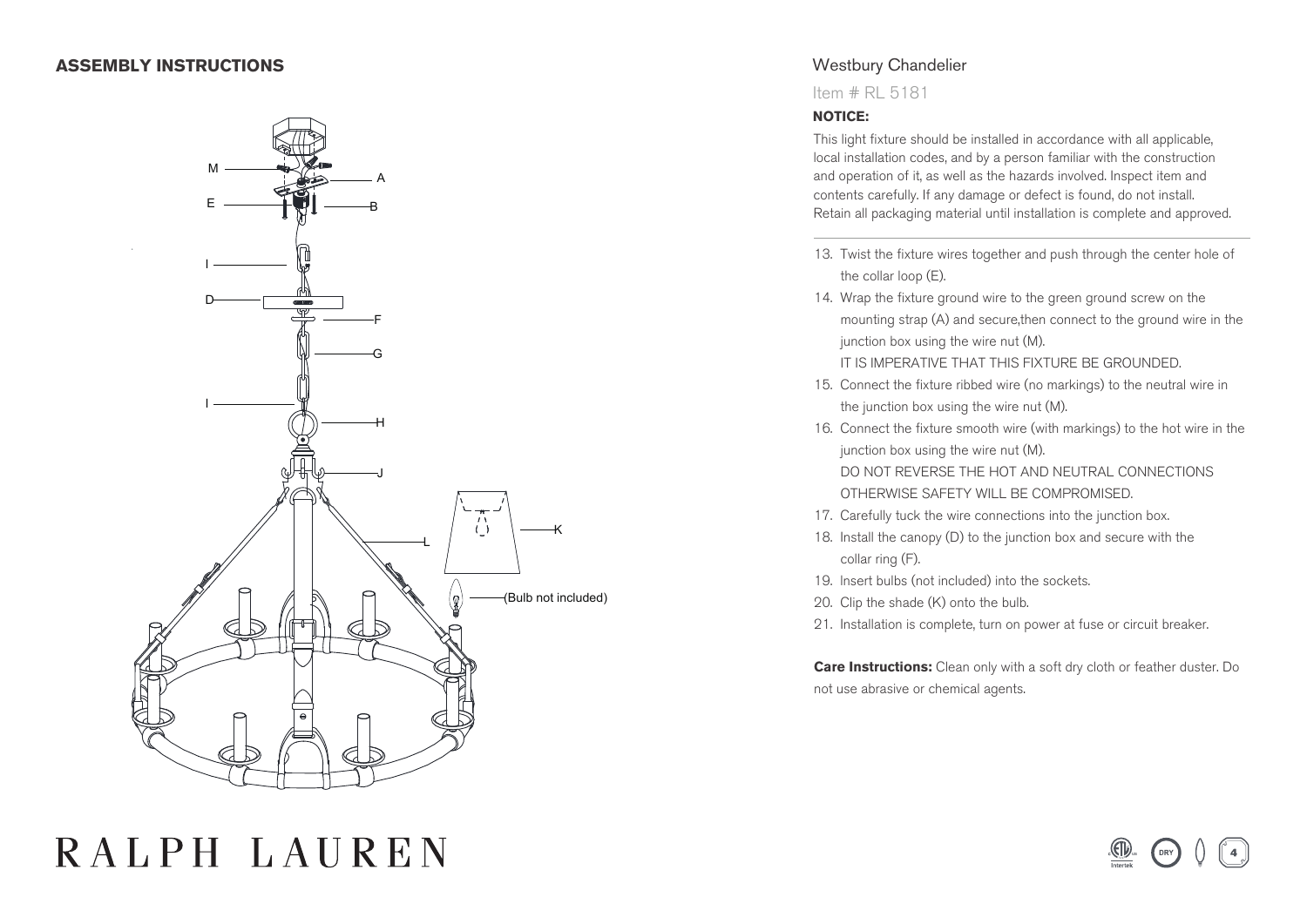## ASSEMBLY INSTRUCTIONS

M
A
E
B
I
D
F
G
I
H
J
L
K
(Bulb not included)

# Westbury Chandelier

Item # RL 5181

**NOTICE:**

This light fixture should be installed in accordance with all applicable, local installation codes, and by a person familiar with the construction and operation of it, as well as the hazards involved. Inspect item and contents carefully. If any damage or defect is found, do not install. Retain all packaging material until installation is complete and approved.

13. Twist the fixture wires together and push through the center hole of the collar loop (E).
14. Wrap the fixture ground wire to the green ground screw on the mounting strap (A) and secure,then connect to the ground wire in the junction box using the wire nut (M).
    IT IS IMPERATIVE THAT THIS FIXTURE BE GROUNDED.
15. Connect the fixture ribbed wire (no markings) to the neutral wire in the junction box using the wire nut (M).
16. Connect the fixture smooth wire (with markings) to the hot wire in the junction box using the wire nut (M).
    DO NOT REVERSE THE HOT AND NEUTRAL CONNECTIONS OTHERWISE SAFETY WILL BE COMPROMISED.
17. Carefully tuck the wire connections into the junction box.
18. Install the canopy (D) to the junction box and secure with the collar ring (F).
19. Insert bulbs (not included) into the sockets.
20. Clip the shade (K) onto the bulb.
21. Installation is complete, turn on power at fuse or circuit breaker.

**Care Instructions:** Clean only with a soft dry cloth or feather duster. Do not use abrasive or chemical agents.

RALPH LAUREN

Intertek DRY 4